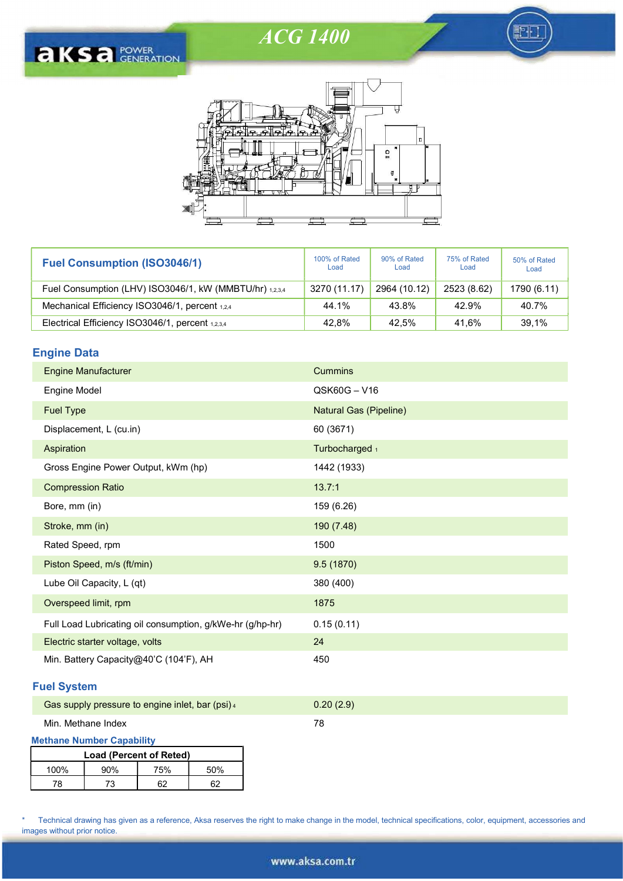# ACG 1400

| Fuel Consumption (ISO3046/1) | 100% of Rated Load | 90% of Rated Load | 75% of Rated Load | 50% of Rated Load |
|---|---|---|---|---|
| Fuel Consumption (LHV) ISO3046/1, kW (MMBTU/hr) [1,2,3,4] | 3270 (11.17) | 2964 (10.12) | 2523 (8.62) | 1790 (6.11) |
| Mechanical Efficiency ISO3046/1, percent [1,2,4] | 44.1% | 43.8% | 42.9% | 40.7% |
| Electrical Efficiency ISO3046/1, percent [1,2,3,4] | 42,8% | 42,5% | 41,6% | 39,1% |

## Engine Data

| | |
|---|---|
| Engine Manufacturer | Cummins |
| Engine Model | QSK60G – V16 |
| Fuel Type | Natural Gas (Pipeline) |
| Displacement, L (cu.in) | 60 (3671) |
| Aspiration | Turbocharged [1] |
| Gross Engine Power Output, kWm (hp) | 1442 (1933) |
| Compression Ratio | 13.7:1 |
| Bore, mm (in) | 159 (6.26) |
| Stroke, mm (in) | 190 (7.48) |
| Rated Speed, rpm | 1500 |
| Piston Speed, m/s (ft/min) | 9.5 (1870) |
| Lube Oil Capacity, L (qt) | 380 (400) |
| Overspeed limit, rpm | 1875 |
| Full Load Lubricating oil consumption, g/kWe-hr (g/hp-hr) | 0.15 (0.11) |
| Electric starter voltage, volts | 24 |
| Min. Battery Capacity@40'C (104'F), AH | 450 |

## Fuel System

| | |
|---|---|
| Gas supply pressure to engine inlet, bar (psi) [4] | 0.20 (2.9) |
| Min. Methane Index | 78 |

### Methane Number Capability

| Load (Percent of Reted) | | | |
|---|---|---|---|
| 100% | 90% | 75% | 50% |
| 78 | 73 | 62 | 62 |

\* Technical drawing has given as a reference, Aksa reserves the right to make change in the model, technical specifications, color, equipment, accessories and images without prior notice.

www.aksa.com.tr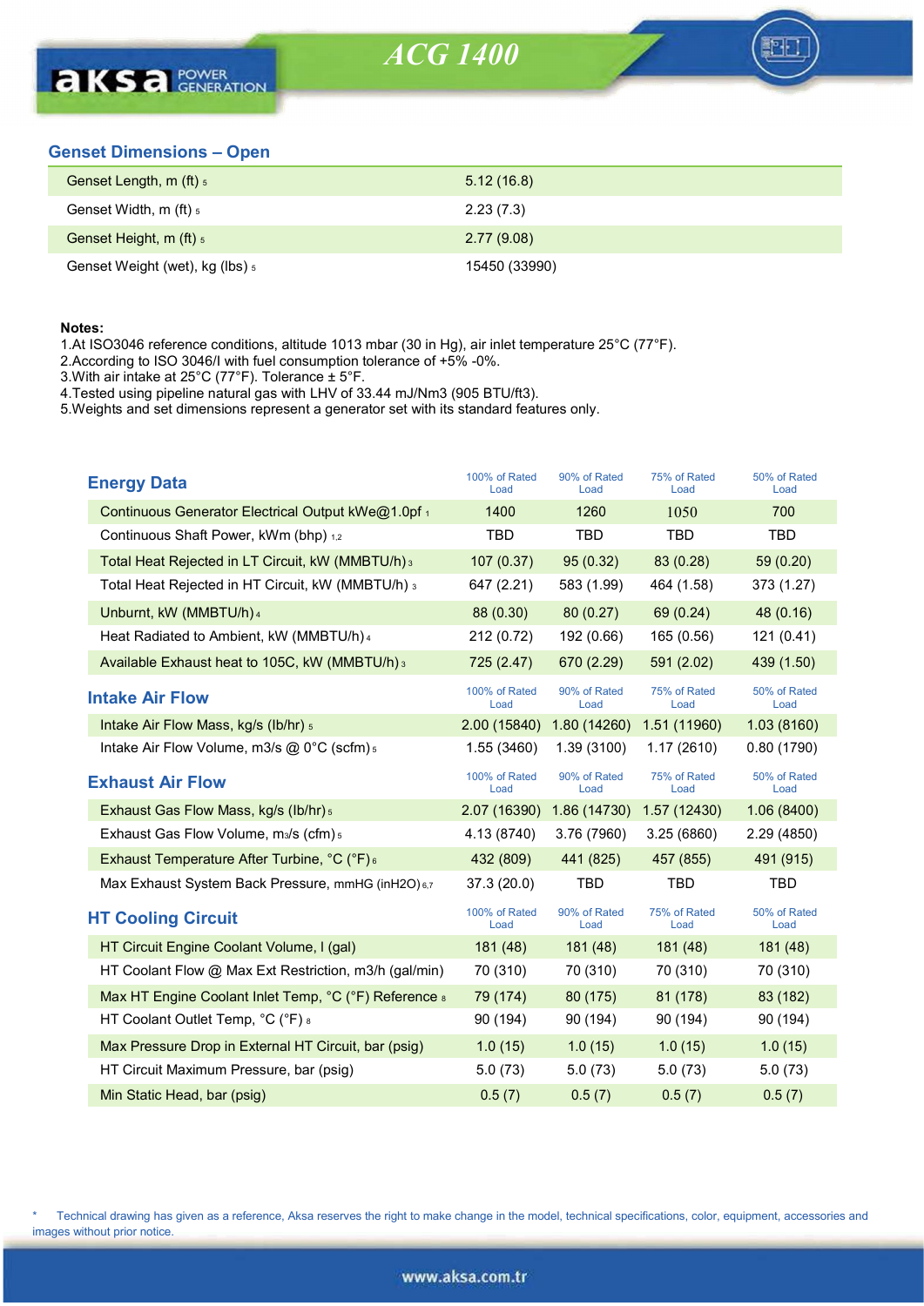## Genset Dimensions – Open

| | |
|---|---|
| Genset Length, m (ft) 5 | 5.12 (16.8) |
| Genset Width, m (ft) 5 | 2.23 (7.3) |
| Genset Height, m (ft) 5 | 2.77 (9.08) |
| Genset Weight (wet), kg (lbs) 5 | 15450 (33990) |

**Notes:**
1.At ISO3046 reference conditions, altitude 1013 mbar (30 in Hg), air inlet temperature 25°C (77°F).
2.According to ISO 3046/I with fuel consumption tolerance of +5% -0%.
3.With air intake at 25°C (77°F). Tolerance ± 5°F.
4.Tested using pipeline natural gas with LHV of 33.44 mJ/Nm3 (905 BTU/ft3).
5.Weights and set dimensions represent a generator set with its standard features only.

| Energy Data | 100% of Rated Load | 90% of Rated Load | 75% of Rated Load | 50% of Rated Load |
|---|---|---|---|---|
| Continuous Generator Electrical Output kWe@1.0pf 1 | 1400 | 1260 | 1050 | 700 |
| Continuous Shaft Power, kWm (bhp) 1,2 | TBD | TBD | TBD | TBD |
| Total Heat Rejected in LT Circuit, kW (MMBTU/h) 3 | 107 (0.37) | 95 (0.32) | 83 (0.28) | 59 (0.20) |
| Total Heat Rejected in HT Circuit, kW (MMBTU/h) 3 | 647 (2.21) | 583 (1.99) | 464 (1.58) | 373 (1.27) |
| Unburnt, kW (MMBTU/h) 4 | 88 (0.30) | 80 (0.27) | 69 (0.24) | 48 (0.16) |
| Heat Radiated to Ambient, kW (MMBTU/h) 4 | 212 (0.72) | 192 (0.66) | 165 (0.56) | 121 (0.41) |
| Available Exhaust heat to 105C, kW (MMBTU/h) 3 | 725 (2.47) | 670 (2.29) | 591 (2.02) | 439 (1.50) |

| Intake Air Flow | 100% of Rated Load | 90% of Rated Load | 75% of Rated Load | 50% of Rated Load |
|---|---|---|---|---|
| Intake Air Flow Mass, kg/s (lb/hr) 5 | 2.00 (15840) | 1.80 (14260) | 1.51 (11960) | 1.03 (8160) |
| Intake Air Flow Volume, m3/s @ 0°C (scfm) 5 | 1.55 (3460) | 1.39 (3100) | 1.17 (2610) | 0.80 (1790) |

| Exhaust Air Flow | 100% of Rated Load | 90% of Rated Load | 75% of Rated Load | 50% of Rated Load |
|---|---|---|---|---|
| Exhaust Gas Flow Mass, kg/s (lb/hr) 5 | 2.07 (16390) | 1.86 (14730) | 1.57 (12430) | 1.06 (8400) |
| Exhaust Gas Flow Volume, $m^3/s$ (cfm) 5 | 4.13 (8740) | 3.76 (7960) | 3.25 (6860) | 2.29 (4850) |
| Exhaust Temperature After Turbine, °C (°F) 6 | 432 (809) | 441 (825) | 457 (855) | 491 (915) |
| Max Exhaust System Back Pressure, mmHG (inH2O) 6,7 | 37.3 (20.0) | TBD | TBD | TBD |

| HT Cooling Circuit | 100% of Rated Load | 90% of Rated Load | 75% of Rated Load | 50% of Rated Load |
|---|---|---|---|---|
| HT Circuit Engine Coolant Volume, l (gal) | 181 (48) | 181 (48) | 181 (48) | 181 (48) |
| HT Coolant Flow @ Max Ext Restriction, m3/h (gal/min) | 70 (310) | 70 (310) | 70 (310) | 70 (310) |
| Max HT Engine Coolant Inlet Temp, °C (°F) Reference 8 | 79 (174) | 80 (175) | 81 (178) | 83 (182) |
| HT Coolant Outlet Temp, °C (°F) 8 | 90 (194) | 90 (194) | 90 (194) | 90 (194) |
| Max Pressure Drop in External HT Circuit, bar (psig) | 1.0 (15) | 1.0 (15) | 1.0 (15) | 1.0 (15) |
| HT Circuit Maximum Pressure, bar (psig) | 5.0 (73) | 5.0 (73) | 5.0 (73) | 5.0 (73) |
| Min Static Head, bar (psig) | 0.5 (7) | 0.5 (7) | 0.5 (7) | 0.5 (7) |

* Technical drawing has given as a reference, Aksa reserves the right to make change in the model, technical specifications, color, equipment, accessories and images without prior notice.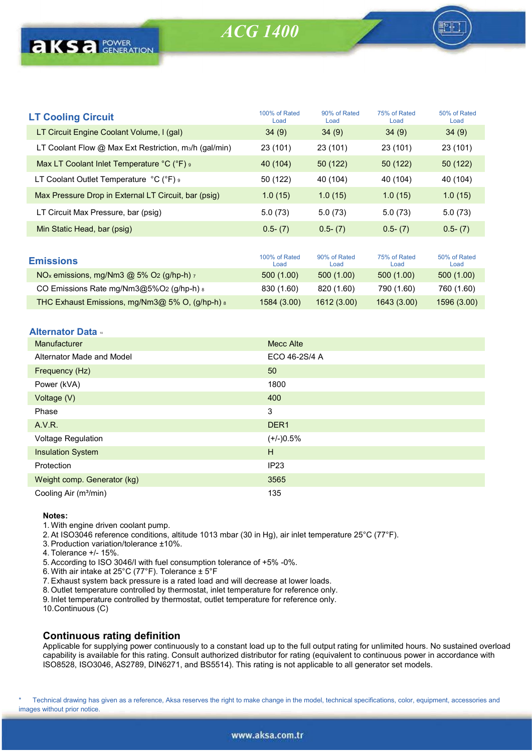# ACG 1400

## LT Cooling Circuit

| LT Cooling Circuit | 100% of Rated Load | 90% of Rated Load | 75% of Rated Load | 50% of Rated Load |
|---|---|---|---|---|
| LT Circuit Engine Coolant Volume, l (gal) | 34 (9) | 34 (9) | 34 (9) | 34 (9) |
| LT Coolant Flow @ Max Ext Restriction, $m_3$/h (gal/min) | 23 (101) | 23 (101) | 23 (101) | 23 (101) |
| Max LT Coolant Inlet Temperature °C (°F) [9] | 40 (104) | 50 (122) | 50 (122) | 50 (122) |
| LT Coolant Outlet Temperature °C (°F) [9] | 50 (122) | 40 (104) | 40 (104) | 40 (104) |
| Max Pressure Drop in External LT Circuit, bar (psig) | 1.0 (15) | 1.0 (15) | 1.0 (15) | 1.0 (15) |
| LT Circuit Max Pressure, bar (psig) | 5.0 (73) | 5.0 (73) | 5.0 (73) | 5.0 (73) |
| Min Static Head, bar (psig) | 0.5- (7) | 0.5- (7) | 0.5- (7) | 0.5- (7) |

## Emissions

| Emissions | 100% of Rated Load | 90% of Rated Load | 75% of Rated Load | 50% of Rated Load |
|---|---|---|---|---|
| $NO_x$ emissions, mg/Nm3 @ 5% $O_2$ (g/hp-h) [7] | 500 (1.00) | 500 (1.00) | 500 (1.00) | 500 (1.00) |
| CO Emissions Rate mg/Nm3@5%$O_2$ (g/hp-h) [8] | 830 (1.60) | 820 (1.60) | 790 (1.60) | 760 (1.60) |
| THC Exhaust Emissions, mg/Nm3@ 5% O, (g/hp-h) [8] | 1584 (3.00) | 1612 (3.00) | 1643 (3.00) | 1596 (3.00) |

## Alternator Data [10]

| | |
|---|---|
| Manufacturer | Mecc Alte |
| Alternator Made and Model | ECO 46-2S/4 A |
| Frequency (Hz) | 50 |
| Power (kVA) | 1800 |
| Voltage (V) | 400 |
| Phase | 3 |
| A.V.R. | DER1 |
| Voltage Regulation | (+/-)0.5% |
| Insulation System | H |
| Protection | IP23 |
| Weight comp. Generator (kg) | 3565 |
| Cooling Air (m³/min) | 135 |

**Notes:**
1. With engine driven coolant pump.
2. At ISO3046 reference conditions, altitude 1013 mbar (30 in Hg), air inlet temperature 25°C (77°F).
3. Production variation/tolerance ±10%.
4. Tolerance +/- 15%.
5. According to ISO 3046/I with fuel consumption tolerance of +5% -0%.
6. With air intake at 25°C (77°F). Tolerance ± 5°F
7. Exhaust system back pressure is a rated load and will decrease at lower loads.
8. Outlet temperature controlled by thermostat, inlet temperature for reference only.
9. Inlet temperature controlled by thermostat, outlet temperature for reference only.
10. Continuous (C)

## Continuous rating definition

Applicable for supplying power continuously to a constant load up to the full output rating for unlimited hours. No sustained overload capability is available for this rating. Consult authorized distributor for rating (equivalent to continuous power in accordance with ISO8528, ISO3046, AS2789, DIN6271, and BS5514). This rating is not applicable to all generator set models.

* Technical drawing has given as a reference, Aksa reserves the right to make change in the model, technical specifications, color, equipment, accessories and images without prior notice.